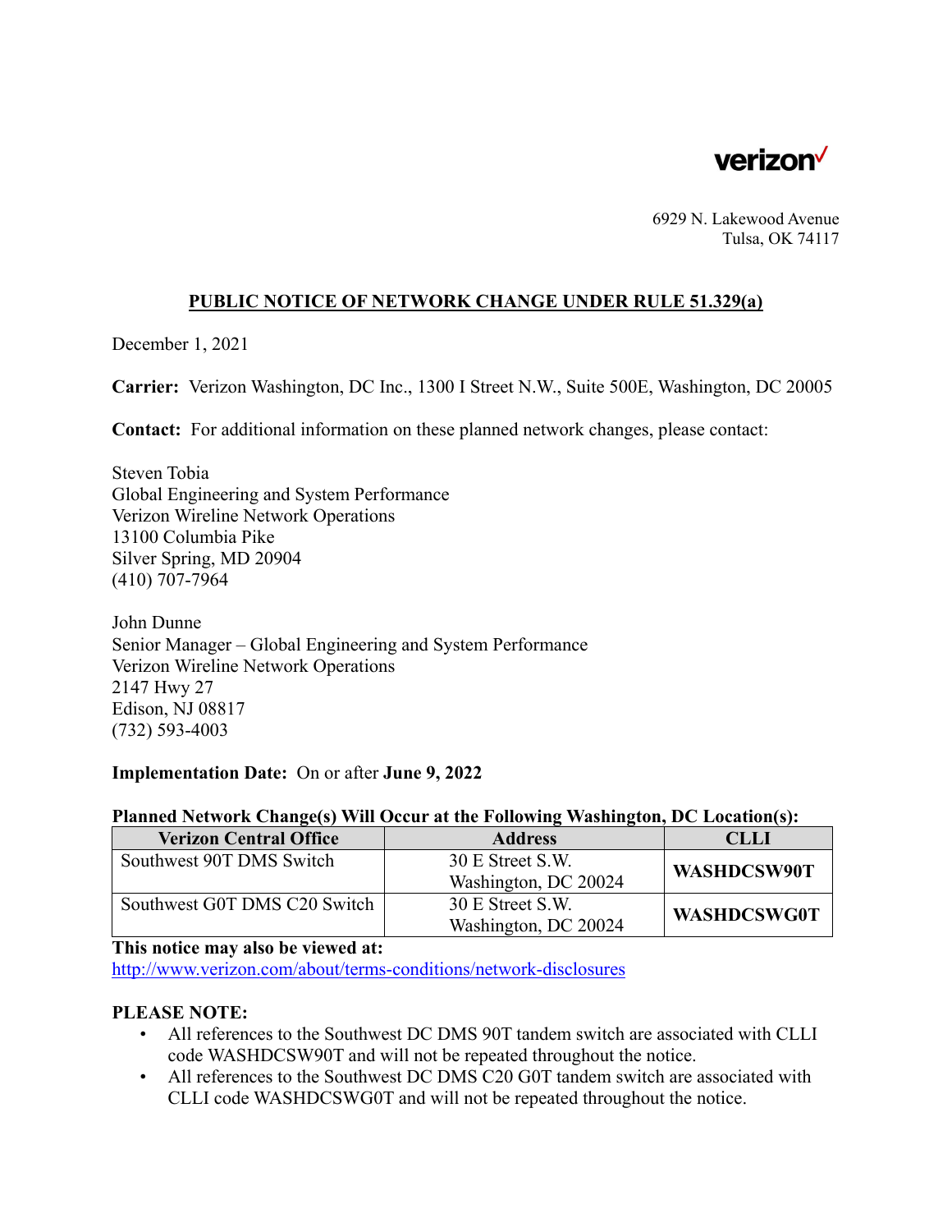verizon

6929 N. Lakewood Avenue
Tulsa, OK 74117

## PUBLIC NOTICE OF NETWORK CHANGE UNDER RULE 51.329(a)

December 1, 2021

**Carrier:** Verizon Washington, DC Inc., 1300 I Street N.W., Suite 500E, Washington, DC 20005

**Contact:** For additional information on these planned network changes, please contact:

Steven Tobia
Global Engineering and System Performance
Verizon Wireline Network Operations
13100 Columbia Pike
Silver Spring, MD 20904
(410) 707-7964

John Dunne
Senior Manager – Global Engineering and System Performance
Verizon Wireline Network Operations
2147 Hwy 27
Edison, NJ 08817
(732) 593-4003

**Implementation Date:** On or after **June 9, 2022**

**Planned Network Change(s) Will Occur at the Following Washington, DC Location(s):**

| Verizon Central Office | Address | CLLI |
|---|---|---|
| Southwest 90T DMS Switch | 30 E Street S.W. Washington, DC 20024 | **WASHDCSW90T** |
| Southwest G0T DMS C20 Switch | 30 E Street S.W. Washington, DC 20024 | **WASHDCSWG0T** |

**This notice may also be viewed at:**
http://www.verizon.com/about/terms-conditions/network-disclosures

**PLEASE NOTE:**

- All references to the Southwest DC DMS 90T tandem switch are associated with CLLI code WASHDCSW90T and will not be repeated throughout the notice.
- All references to the Southwest DC DMS C20 G0T tandem switch are associated with CLLI code WASHDCSWG0T and will not be repeated throughout the notice.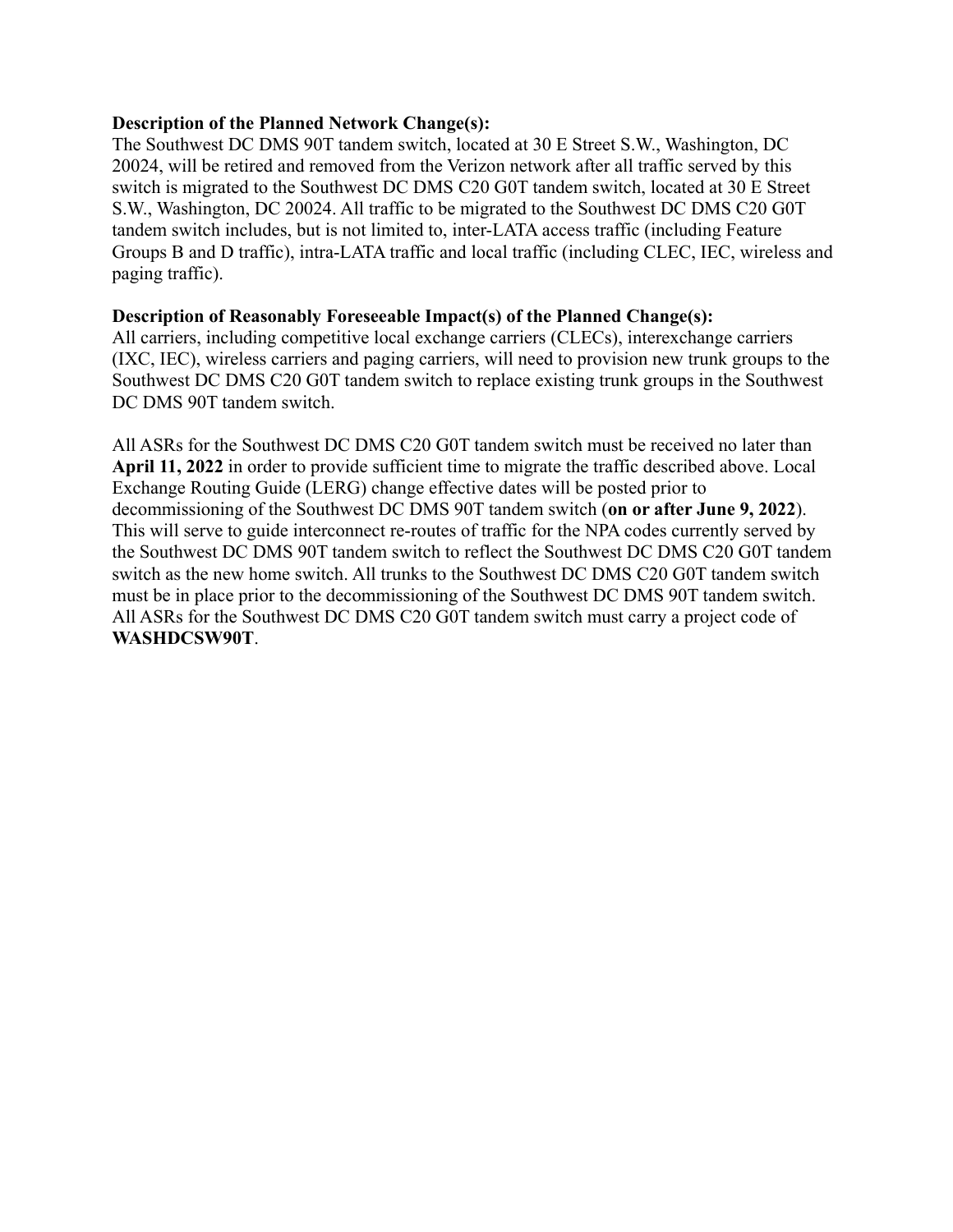**Description of the Planned Network Change(s):**
The Southwest DC DMS 90T tandem switch, located at 30 E Street S.W., Washington, DC 20024, will be retired and removed from the Verizon network after all traffic served by this switch is migrated to the Southwest DC DMS C20 G0T tandem switch, located at 30 E Street S.W., Washington, DC 20024. All traffic to be migrated to the Southwest DC DMS C20 G0T tandem switch includes, but is not limited to, inter-LATA access traffic (including Feature Groups B and D traffic), intra-LATA traffic and local traffic (including CLEC, IEC, wireless and paging traffic).

**Description of Reasonably Foreseeable Impact(s) of the Planned Change(s):**
All carriers, including competitive local exchange carriers (CLECs), interexchange carriers (IXC, IEC), wireless carriers and paging carriers, will need to provision new trunk groups to the Southwest DC DMS C20 G0T tandem switch to replace existing trunk groups in the Southwest DC DMS 90T tandem switch.

All ASRs for the Southwest DC DMS C20 G0T tandem switch must be received no later than **April 11, 2022** in order to provide sufficient time to migrate the traffic described above. Local Exchange Routing Guide (LERG) change effective dates will be posted prior to decommissioning of the Southwest DC DMS 90T tandem switch (**on or after June 9, 2022**). This will serve to guide interconnect re-routes of traffic for the NPA codes currently served by the Southwest DC DMS 90T tandem switch to reflect the Southwest DC DMS C20 G0T tandem switch as the new home switch. All trunks to the Southwest DC DMS C20 G0T tandem switch must be in place prior to the decommissioning of the Southwest DC DMS 90T tandem switch. All ASRs for the Southwest DC DMS C20 G0T tandem switch must carry a project code of **WASHDCSW90T**.